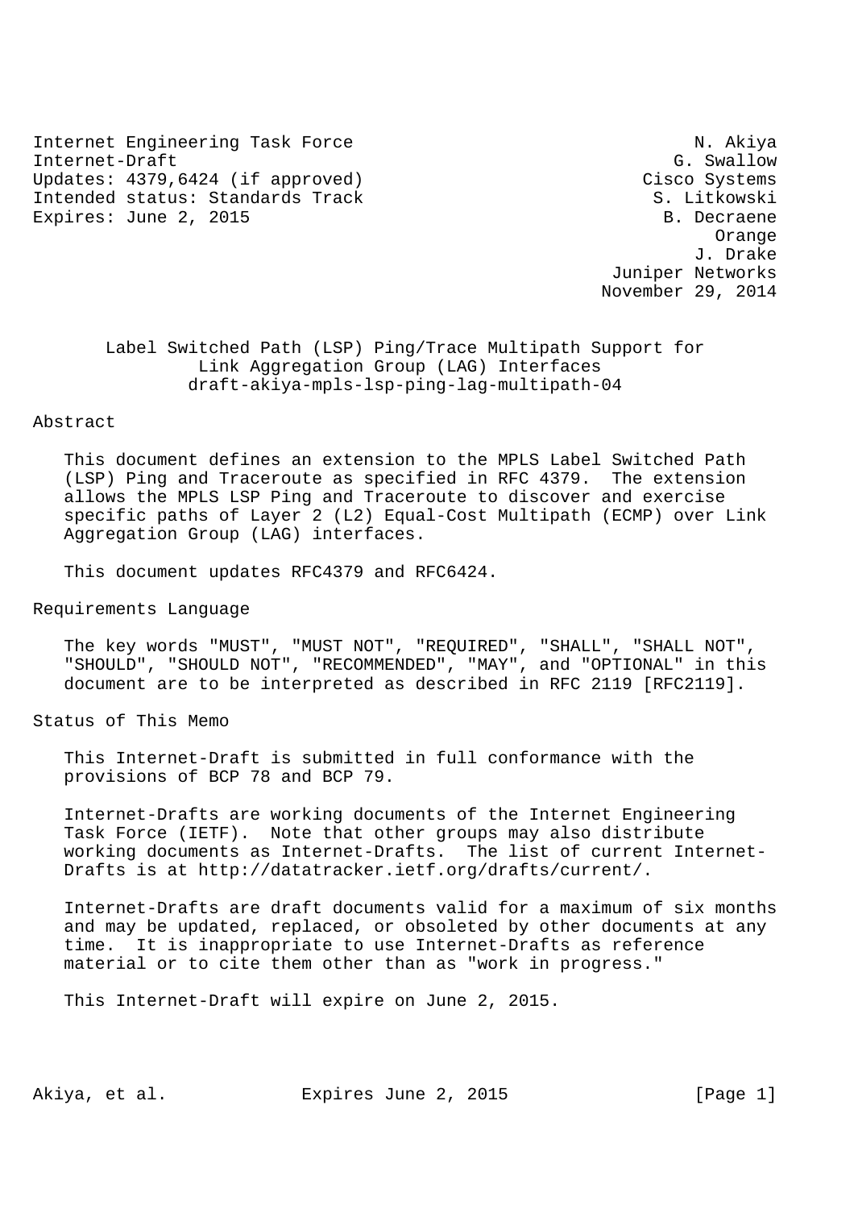Internet Engineering Task Force  
Internet-Draft  
Updates: 4379,6424 (if approved)  
Intended status: Standards Track  
Expires: June 2, 2015

N. Akiya  
G. Swallow  
Cisco Systems  
S. Litkowski  
B. Decraene  
Orange  
J. Drake  
Juniper Networks  
November 29, 2014

# Label Switched Path (LSP) Ping/Trace Multipath Support for Link Aggregation Group (LAG) Interfaces

draft-akiya-mpls-lsp-ping-lag-multipath-04

## Abstract

This document defines an extension to the MPLS Label Switched Path (LSP) Ping and Traceroute as specified in RFC 4379. The extension allows the MPLS LSP Ping and Traceroute to discover and exercise specific paths of Layer 2 (L2) Equal-Cost Multipath (ECMP) over Link Aggregation Group (LAG) interfaces.

This document updates RFC4379 and RFC6424.

## Requirements Language

The key words "MUST", "MUST NOT", "REQUIRED", "SHALL", "SHALL NOT", "SHOULD", "SHOULD NOT", "RECOMMENDED", "MAY", and "OPTIONAL" in this document are to be interpreted as described in RFC 2119 [RFC2119].

## Status of This Memo

This Internet-Draft is submitted in full conformance with the provisions of BCP 78 and BCP 79.

Internet-Drafts are working documents of the Internet Engineering Task Force (IETF). Note that other groups may also distribute working documents as Internet-Drafts. The list of current Internet-Drafts is at http://datatracker.ietf.org/drafts/current/.

Internet-Drafts are draft documents valid for a maximum of six months and may be updated, replaced, or obsoleted by other documents at any time. It is inappropriate to use Internet-Drafts as reference material or to cite them other than as "work in progress."

This Internet-Draft will expire on June 2, 2015.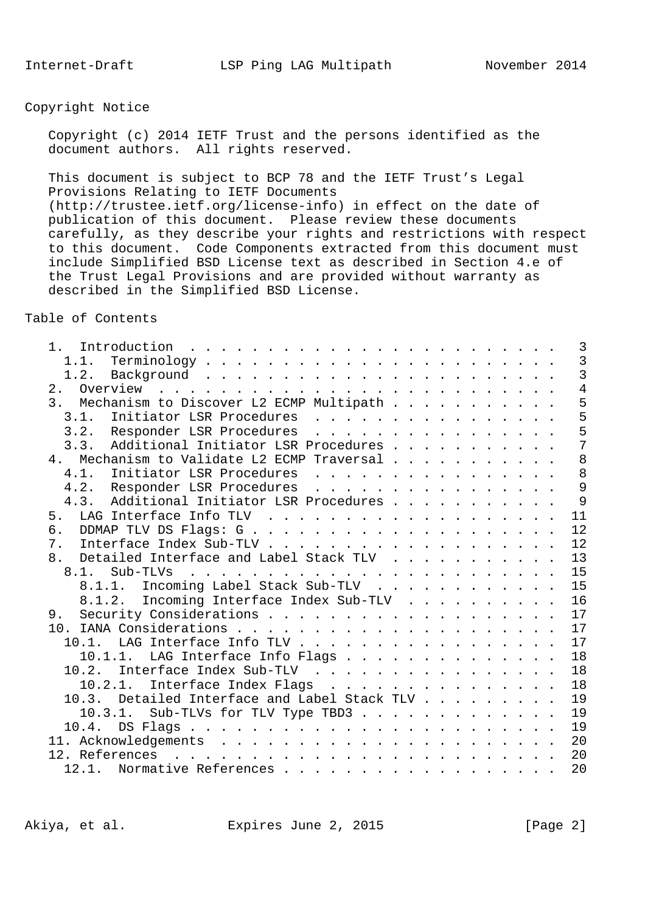## Copyright Notice

Copyright (c) 2014 IETF Trust and the persons identified as the document authors. All rights reserved.

This document is subject to BCP 78 and the IETF Trust's Legal Provisions Relating to IETF Documents (http://trustee.ietf.org/license-info) in effect on the date of publication of this document. Please review these documents carefully, as they describe your rights and restrictions with respect to this document. Code Components extracted from this document must include Simplified BSD License text as described in Section 4.e of the Trust Legal Provisions and are provided without warranty as described in the Simplified BSD License.

## Table of Contents

```
   1.  Introduction . . . . . . . . . . . . . . . . . . . . . . . .   3
     1.1.  Terminology  . . . . . . . . . . . . . . . . . . . . . .   3
     1.2.  Background . . . . . . . . . . . . . . . . . . . . . . .   3
   2.  Overview . . . . . . . . . . . . . . . . . . . . . . . . . .   4
   3.  Mechanism to Discover L2 ECMP Multipath  . . . . . . . . . .   5
     3.1.  Initiator LSR Procedures . . . . . . . . . . . . . . . .   5
     3.2.  Responder LSR Procedures . . . . . . . . . . . . . . . .   5
     3.3.  Additional Initiator LSR Procedures  . . . . . . . . . .   7
   4.  Mechanism to Validate L2 ECMP Traversal  . . . . . . . . . .   8
     4.1.  Initiator LSR Procedures . . . . . . . . . . . . . . . .   8
     4.2.  Responder LSR Procedures . . . . . . . . . . . . . . . .   9
     4.3.  Additional Initiator LSR Procedures  . . . . . . . . . .   9
   5.  LAG Interface Info TLV . . . . . . . . . . . . . . . . . . .  11
   6.  DDMAP TLV DS Flags: G  . . . . . . . . . . . . . . . . . . .  12
   7.  Interface Index Sub-TLV  . . . . . . . . . . . . . . . . . .  12
   8.  Detailed Interface and Label Stack TLV . . . . . . . . . . .  13
     8.1.  Sub-TLVs . . . . . . . . . . . . . . . . . . . . . . . .  15
       8.1.1.  Incoming Label Stack Sub-TLV . . . . . . . . . . . .  15
       8.1.2.  Incoming Interface Index Sub-TLV . . . . . . . . . .  16
   9.  Security Considerations  . . . . . . . . . . . . . . . . . .  17
   10. IANA Considerations  . . . . . . . . . . . . . . . . . . . .  17
     10.1.  LAG Interface Info TLV  . . . . . . . . . . . . . . . .  17
       10.1.1.  LAG Interface Info Flags  . . . . . . . . . . . . .  18
     10.2.  Interface Index Sub-TLV . . . . . . . . . . . . . . . .  18
       10.2.1.  Interface Index Flags . . . . . . . . . . . . . . .  18
     10.3.  Detailed Interface and Label Stack TLV  . . . . . . . .  19
       10.3.1.  Sub-TLVs for TLV Type TBD3  . . . . . . . . . . . .  19
     10.4.  DS Flags  . . . . . . . . . . . . . . . . . . . . . . .  19
   11. Acknowledgements . . . . . . . . . . . . . . . . . . . . . .  20
   12. References . . . . . . . . . . . . . . . . . . . . . . . . .  20
     12.1.  Normative References  . . . . . . . . . . . . . . . . .  20
```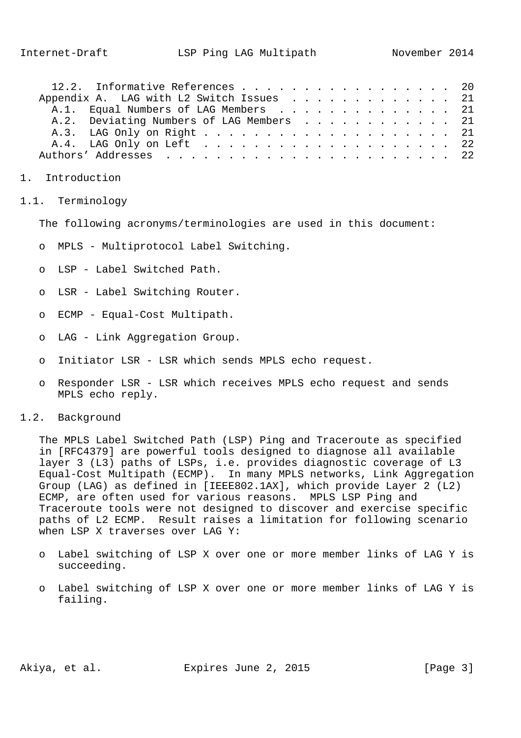12.2. Informative References . . . . . . . . . . . . . . . . . 20
Appendix A. LAG with L2 Switch Issues . . . . . . . . . . . . . 21
A.1. Equal Numbers of LAG Members . . . . . . . . . . . . . . 21
A.2. Deviating Numbers of LAG Members . . . . . . . . . . . . 21
A.3. LAG Only on Right . . . . . . . . . . . . . . . . . . . . 21
A.4. LAG Only on Left . . . . . . . . . . . . . . . . . . . . 22
Authors' Addresses . . . . . . . . . . . . . . . . . . . . . . . 22

# 1. Introduction

## 1.1. Terminology

The following acronyms/terminologies are used in this document:

- MPLS - Multiprotocol Label Switching.
- LSP - Label Switched Path.
- LSR - Label Switching Router.
- ECMP - Equal-Cost Multipath.
- LAG - Link Aggregation Group.
- Initiator LSR - LSR which sends MPLS echo request.
- Responder LSR - LSR which receives MPLS echo request and sends MPLS echo reply.

## 1.2. Background

The MPLS Label Switched Path (LSP) Ping and Traceroute as specified in [RFC4379] are powerful tools designed to diagnose all available layer 3 (L3) paths of LSPs, i.e. provides diagnostic coverage of L3 Equal-Cost Multipath (ECMP). In many MPLS networks, Link Aggregation Group (LAG) as defined in [IEEE802.1AX], which provide Layer 2 (L2) ECMP, are often used for various reasons. MPLS LSP Ping and Traceroute tools were not designed to discover and exercise specific paths of L2 ECMP. Result raises a limitation for following scenario when LSP X traverses over LAG Y:

- Label switching of LSP X over one or more member links of LAG Y is succeeding.
- Label switching of LSP X over one or more member links of LAG Y is failing.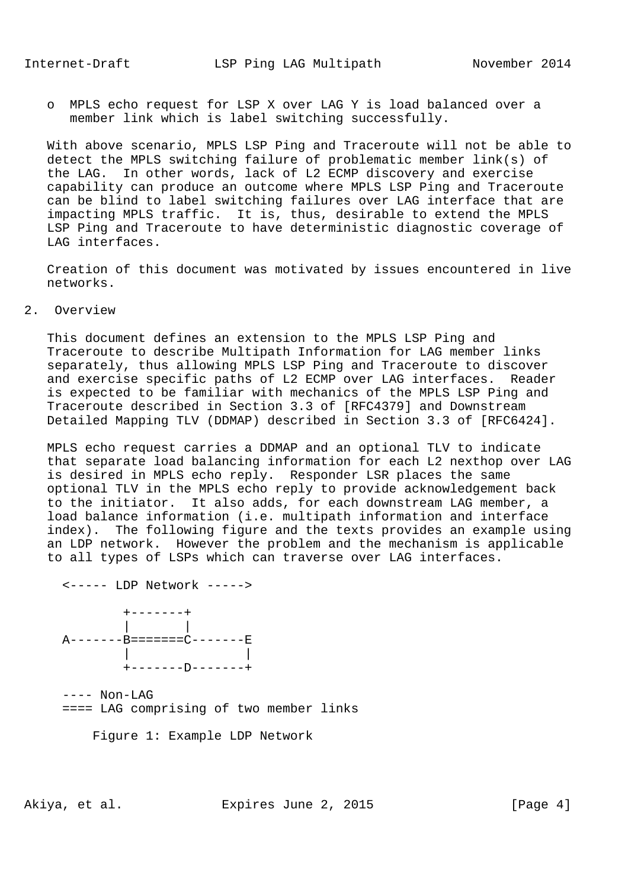- MPLS echo request for LSP X over LAG Y is load balanced over a member link which is label switching successfully.

With above scenario, MPLS LSP Ping and Traceroute will not be able to detect the MPLS switching failure of problematic member link(s) of the LAG. In other words, lack of L2 ECMP discovery and exercise capability can produce an outcome where MPLS LSP Ping and Traceroute can be blind to label switching failures over LAG interface that are impacting MPLS traffic. It is, thus, desirable to extend the MPLS LSP Ping and Traceroute to have deterministic diagnostic coverage of LAG interfaces.

Creation of this document was motivated by issues encountered in live networks.

## 2. Overview

This document defines an extension to the MPLS LSP Ping and Traceroute to describe Multipath Information for LAG member links separately, thus allowing MPLS LSP Ping and Traceroute to discover and exercise specific paths of L2 ECMP over LAG interfaces. Reader is expected to be familiar with mechanics of the MPLS LSP Ping and Traceroute described in Section 3.3 of [RFC4379] and Downstream Detailed Mapping TLV (DDMAP) described in Section 3.3 of [RFC6424].

MPLS echo request carries a DDMAP and an optional TLV to indicate that separate load balancing information for each L2 nexthop over LAG is desired in MPLS echo reply. Responder LSR places the same optional TLV in the MPLS echo reply to provide acknowledgement back to the initiator. It also adds, for each downstream LAG member, a load balance information (i.e. multipath information and interface index). The following figure and the texts provides an example using an LDP network. However the problem and the mechanism is applicable to all types of LSPs which can traverse over LAG interfaces.

```
<----- LDP Network ----->

        +-------+
        |       |
A-------B=======C-------E
        |               |
        +-------D-------+

---- Non-LAG
==== LAG comprising of two member links
```

Figure 1: Example LDP Network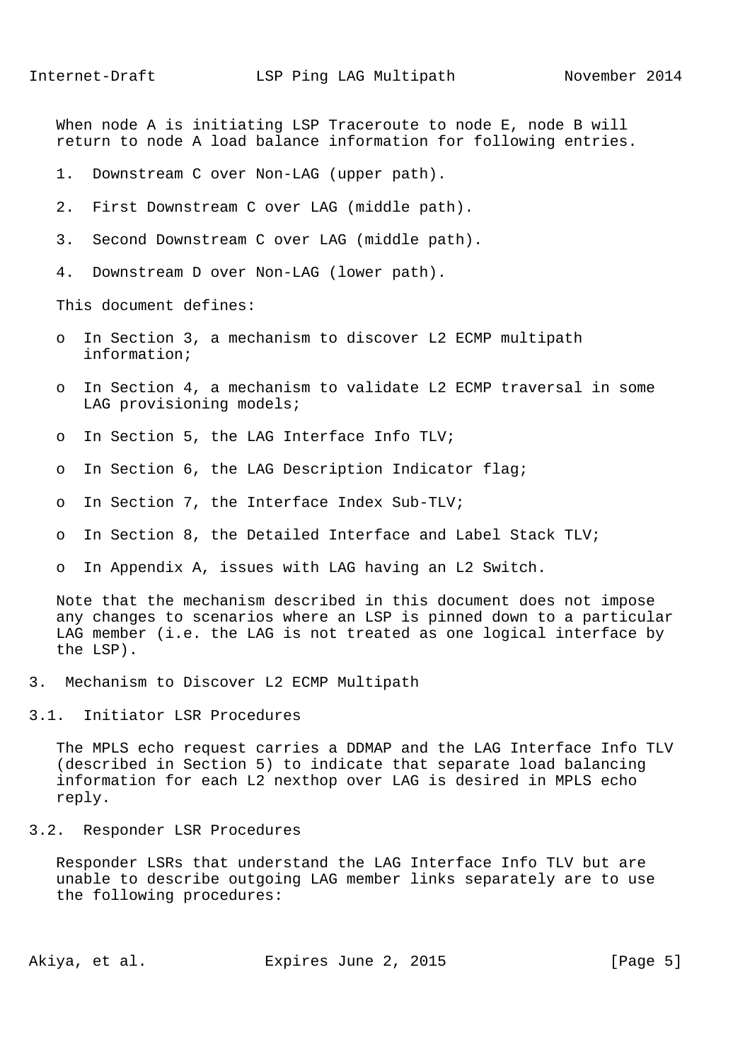When node A is initiating LSP Traceroute to node E, node B will return to node A load balance information for following entries.

1. Downstream C over Non-LAG (upper path).
2. First Downstream C over LAG (middle path).
3. Second Downstream C over LAG (middle path).
4. Downstream D over Non-LAG (lower path).

This document defines:

- In Section 3, a mechanism to discover L2 ECMP multipath information;
- In Section 4, a mechanism to validate L2 ECMP traversal in some LAG provisioning models;
- In Section 5, the LAG Interface Info TLV;
- In Section 6, the LAG Description Indicator flag;
- In Section 7, the Interface Index Sub-TLV;
- In Section 8, the Detailed Interface and Label Stack TLV;
- In Appendix A, issues with LAG having an L2 Switch.

Note that the mechanism described in this document does not impose any changes to scenarios where an LSP is pinned down to a particular LAG member (i.e. the LAG is not treated as one logical interface by the LSP).

## 3. Mechanism to Discover L2 ECMP Multipath

### 3.1. Initiator LSR Procedures

The MPLS echo request carries a DDMAP and the LAG Interface Info TLV (described in Section 5) to indicate that separate load balancing information for each L2 nexthop over LAG is desired in MPLS echo reply.

### 3.2. Responder LSR Procedures

Responder LSRs that understand the LAG Interface Info TLV but are unable to describe outgoing LAG member links separately are to use the following procedures: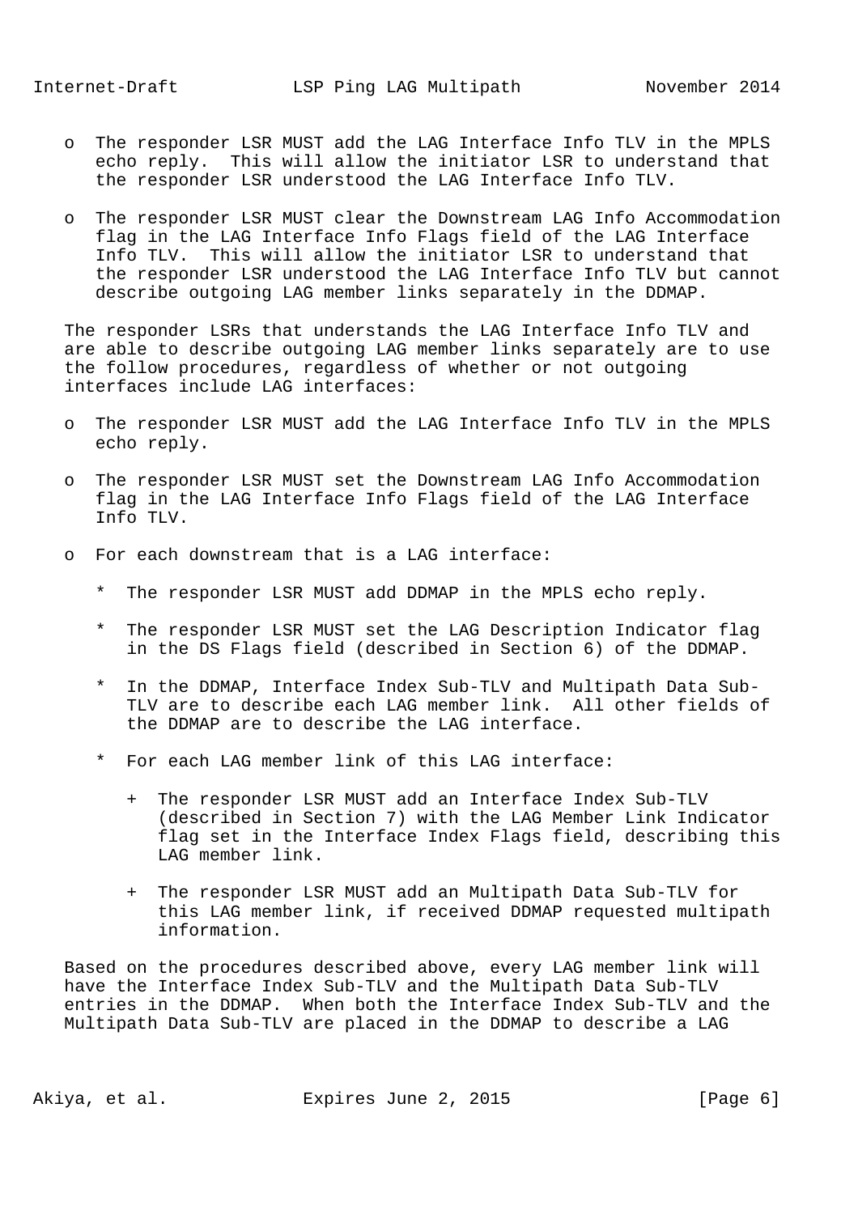- The responder LSR MUST add the LAG Interface Info TLV in the MPLS echo reply. This will allow the initiator LSR to understand that the responder LSR understood the LAG Interface Info TLV.

- The responder LSR MUST clear the Downstream LAG Info Accommodation flag in the LAG Interface Info Flags field of the LAG Interface Info TLV. This will allow the initiator LSR to understand that the responder LSR understood the LAG Interface Info TLV but cannot describe outgoing LAG member links separately in the DDMAP.

The responder LSRs that understands the LAG Interface Info TLV and are able to describe outgoing LAG member links separately are to use the follow procedures, regardless of whether or not outgoing interfaces include LAG interfaces:

- The responder LSR MUST add the LAG Interface Info TLV in the MPLS echo reply.

- The responder LSR MUST set the Downstream LAG Info Accommodation flag in the LAG Interface Info Flags field of the LAG Interface Info TLV.

- For each downstream that is a LAG interface:

  * The responder LSR MUST add DDMAP in the MPLS echo reply.

  * The responder LSR MUST set the LAG Description Indicator flag in the DS Flags field (described in Section 6) of the DDMAP.

  * In the DDMAP, Interface Index Sub-TLV and Multipath Data Sub-TLV are to describe each LAG member link. All other fields of the DDMAP are to describe the LAG interface.

  * For each LAG member link of this LAG interface:

    + The responder LSR MUST add an Interface Index Sub-TLV (described in Section 7) with the LAG Member Link Indicator flag set in the Interface Index Flags field, describing this LAG member link.

    + The responder LSR MUST add an Multipath Data Sub-TLV for this LAG member link, if received DDMAP requested multipath information.

Based on the procedures described above, every LAG member link will have the Interface Index Sub-TLV and the Multipath Data Sub-TLV entries in the DDMAP. When both the Interface Index Sub-TLV and the Multipath Data Sub-TLV are placed in the DDMAP to describe a LAG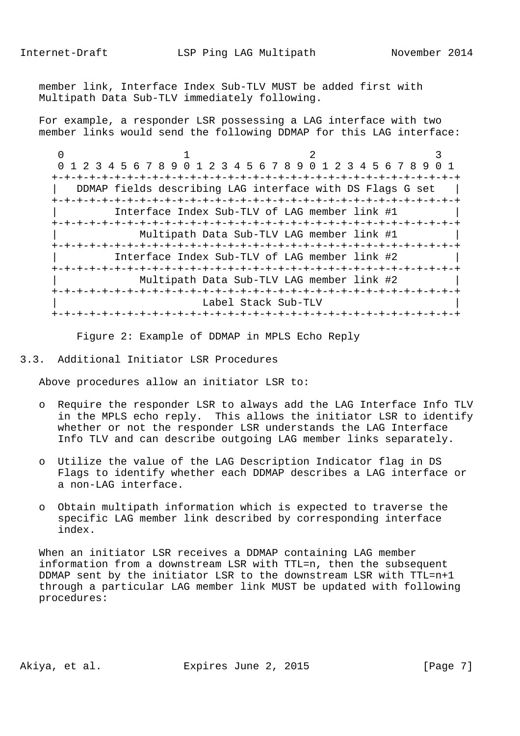member link, Interface Index Sub-TLV MUST be added first with Multipath Data Sub-TLV immediately following.

For example, a responder LSR possessing a LAG interface with two member links would send the following DDMAP for this LAG interface:

```
 0                   1                   2                   3
 0 1 2 3 4 5 6 7 8 9 0 1 2 3 4 5 6 7 8 9 0 1 2 3 4 5 6 7 8 9 0 1
+-+-+-+-+-+-+-+-+-+-+-+-+-+-+-+-+-+-+-+-+-+-+-+-+-+-+-+-+-+-+-+-+
|   DDMAP fields describing LAG interface with DS Flags G set   |
+-+-+-+-+-+-+-+-+-+-+-+-+-+-+-+-+-+-+-+-+-+-+-+-+-+-+-+-+-+-+-+-+
|         Interface Index Sub-TLV of LAG member link #1         |
+-+-+-+-+-+-+-+-+-+-+-+-+-+-+-+-+-+-+-+-+-+-+-+-+-+-+-+-+-+-+-+-+
|             Multipath Data Sub-TLV LAG member link #1         |
+-+-+-+-+-+-+-+-+-+-+-+-+-+-+-+-+-+-+-+-+-+-+-+-+-+-+-+-+-+-+-+-+
|         Interface Index Sub-TLV of LAG member link #2         |
+-+-+-+-+-+-+-+-+-+-+-+-+-+-+-+-+-+-+-+-+-+-+-+-+-+-+-+-+-+-+-+-+
|             Multipath Data Sub-TLV LAG member link #2         |
+-+-+-+-+-+-+-+-+-+-+-+-+-+-+-+-+-+-+-+-+-+-+-+-+-+-+-+-+-+-+-+-+
|                       Label Stack Sub-TLV                     |
+-+-+-+-+-+-+-+-+-+-+-+-+-+-+-+-+-+-+-+-+-+-+-+-+-+-+-+-+-+-+-+-+
```

Figure 2: Example of DDMAP in MPLS Echo Reply

## 3.3. Additional Initiator LSR Procedures

Above procedures allow an initiator LSR to:

- Require the responder LSR to always add the LAG Interface Info TLV in the MPLS echo reply. This allows the initiator LSR to identify whether or not the responder LSR understands the LAG Interface Info TLV and can describe outgoing LAG member links separately.
- Utilize the value of the LAG Description Indicator flag in DS Flags to identify whether each DDMAP describes a LAG interface or a non-LAG interface.
- Obtain multipath information which is expected to traverse the specific LAG member link described by corresponding interface index.

When an initiator LSR receives a DDMAP containing LAG member information from a downstream LSR with TTL=n, then the subsequent DDMAP sent by the initiator LSR to the downstream LSR with TTL=n+1 through a particular LAG member link MUST be updated with following procedures: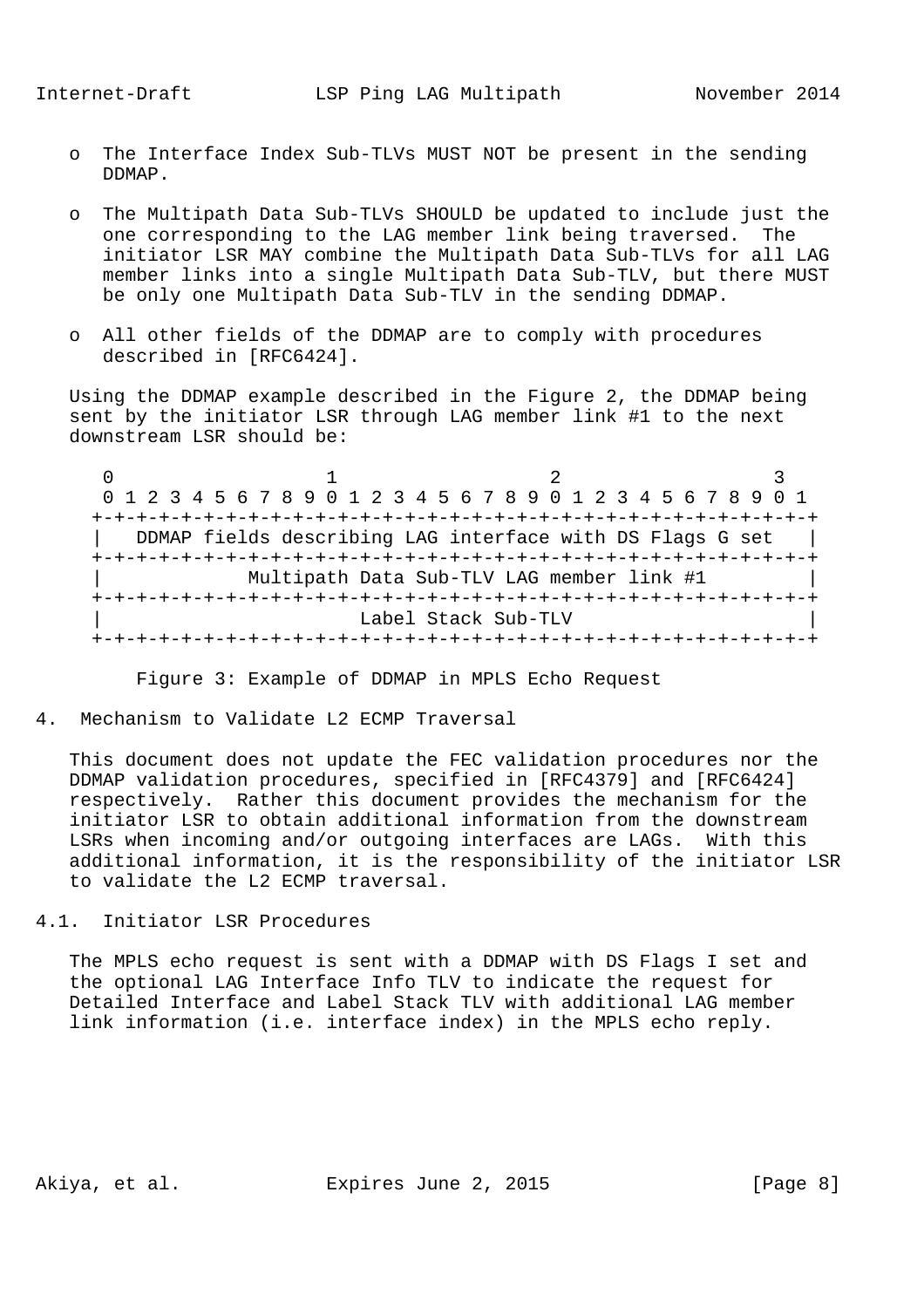- The Interface Index Sub-TLVs MUST NOT be present in the sending DDMAP.

- The Multipath Data Sub-TLVs SHOULD be updated to include just the one corresponding to the LAG member link being traversed. The initiator LSR MAY combine the Multipath Data Sub-TLVs for all LAG member links into a single Multipath Data Sub-TLV, but there MUST be only one Multipath Data Sub-TLV in the sending DDMAP.

- All other fields of the DDMAP are to comply with procedures described in [RFC6424].

Using the DDMAP example described in the Figure 2, the DDMAP being sent by the initiator LSR through LAG member link #1 to the next downstream LSR should be:

```
 0                   1                   2                   3
 0 1 2 3 4 5 6 7 8 9 0 1 2 3 4 5 6 7 8 9 0 1 2 3 4 5 6 7 8 9 0 1
+-+-+-+-+-+-+-+-+-+-+-+-+-+-+-+-+-+-+-+-+-+-+-+-+-+-+-+-+-+-+-+-+
|   DDMAP fields describing LAG interface with DS Flags G set   |
+-+-+-+-+-+-+-+-+-+-+-+-+-+-+-+-+-+-+-+-+-+-+-+-+-+-+-+-+-+-+-+-+
|             Multipath Data Sub-TLV LAG member link #1         |
+-+-+-+-+-+-+-+-+-+-+-+-+-+-+-+-+-+-+-+-+-+-+-+-+-+-+-+-+-+-+-+-+
|                        Label Stack Sub-TLV                    |
+-+-+-+-+-+-+-+-+-+-+-+-+-+-+-+-+-+-+-+-+-+-+-+-+-+-+-+-+-+-+-+-+
```

Figure 3: Example of DDMAP in MPLS Echo Request

## 4. Mechanism to Validate L2 ECMP Traversal

This document does not update the FEC validation procedures nor the DDMAP validation procedures, specified in [RFC4379] and [RFC6424] respectively. Rather this document provides the mechanism for the initiator LSR to obtain additional information from the downstream LSRs when incoming and/or outgoing interfaces are LAGs. With this additional information, it is the responsibility of the initiator LSR to validate the L2 ECMP traversal.

### 4.1. Initiator LSR Procedures

The MPLS echo request is sent with a DDMAP with DS Flags I set and the optional LAG Interface Info TLV to indicate the request for Detailed Interface and Label Stack TLV with additional LAG member link information (i.e. interface index) in the MPLS echo reply.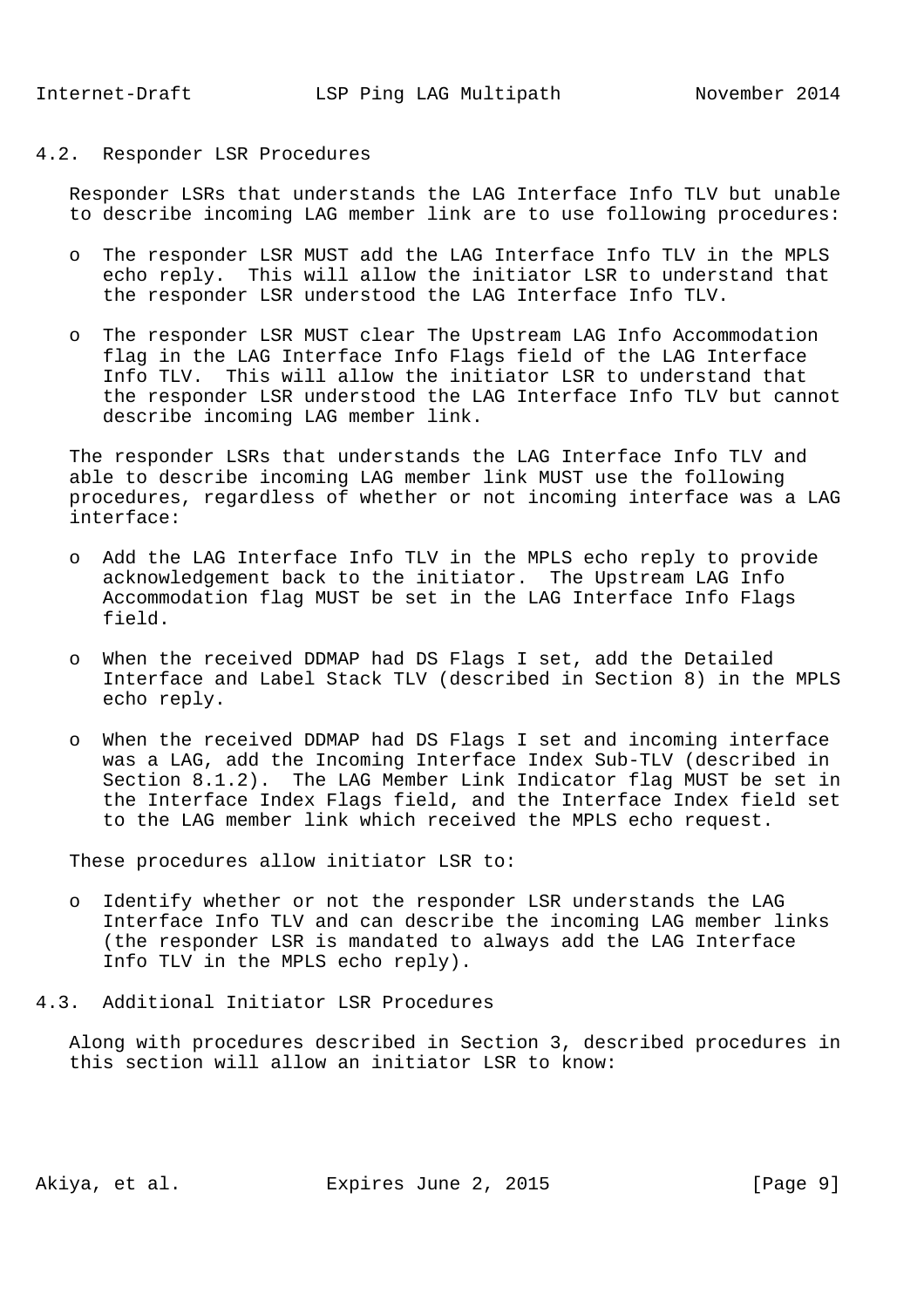### 4.2. Responder LSR Procedures

Responder LSRs that understands the LAG Interface Info TLV but unable to describe incoming LAG member link are to use following procedures:

- The responder LSR MUST add the LAG Interface Info TLV in the MPLS echo reply. This will allow the initiator LSR to understand that the responder LSR understood the LAG Interface Info TLV.

- The responder LSR MUST clear The Upstream LAG Info Accommodation flag in the LAG Interface Info Flags field of the LAG Interface Info TLV. This will allow the initiator LSR to understand that the responder LSR understood the LAG Interface Info TLV but cannot describe incoming LAG member link.

The responder LSRs that understands the LAG Interface Info TLV and able to describe incoming LAG member link MUST use the following procedures, regardless of whether or not incoming interface was a LAG interface:

- Add the LAG Interface Info TLV in the MPLS echo reply to provide acknowledgement back to the initiator. The Upstream LAG Info Accommodation flag MUST be set in the LAG Interface Info Flags field.

- When the received DDMAP had DS Flags I set, add the Detailed Interface and Label Stack TLV (described in Section 8) in the MPLS echo reply.

- When the received DDMAP had DS Flags I set and incoming interface was a LAG, add the Incoming Interface Index Sub-TLV (described in Section 8.1.2). The LAG Member Link Indicator flag MUST be set in the Interface Index Flags field, and the Interface Index field set to the LAG member link which received the MPLS echo request.

These procedures allow initiator LSR to:

- Identify whether or not the responder LSR understands the LAG Interface Info TLV and can describe the incoming LAG member links (the responder LSR is mandated to always add the LAG Interface Info TLV in the MPLS echo reply).

### 4.3. Additional Initiator LSR Procedures

Along with procedures described in Section 3, described procedures in this section will allow an initiator LSR to know: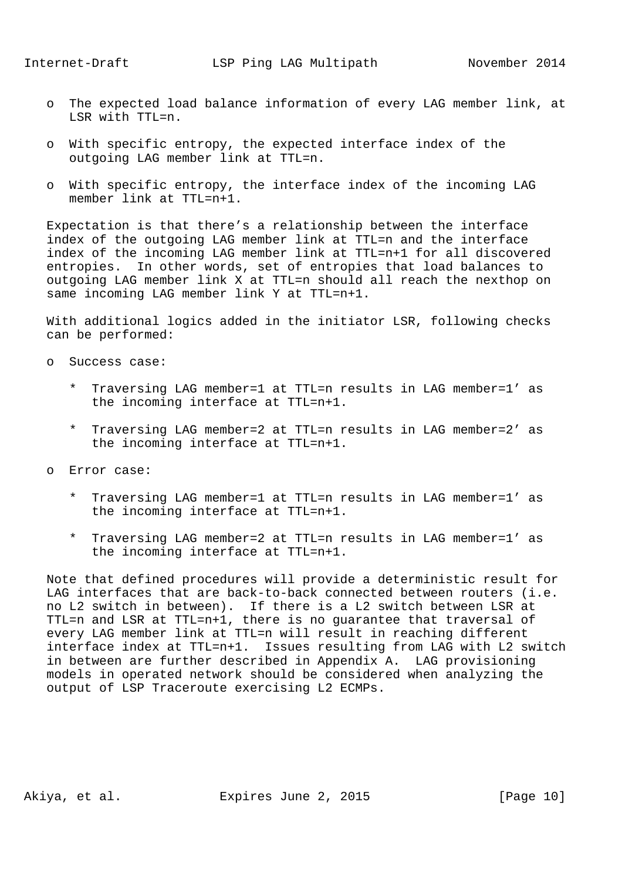- The expected load balance information of every LAG member link, at LSR with TTL=n.

- With specific entropy, the expected interface index of the outgoing LAG member link at TTL=n.

- With specific entropy, the interface index of the incoming LAG member link at TTL=n+1.

Expectation is that there's a relationship between the interface index of the outgoing LAG member link at TTL=n and the interface index of the incoming LAG member link at TTL=n+1 for all discovered entropies. In other words, set of entropies that load balances to outgoing LAG member link X at TTL=n should all reach the nexthop on same incoming LAG member link Y at TTL=n+1.

With additional logics added in the initiator LSR, following checks can be performed:

- Success case:

    * Traversing LAG member=1 at TTL=n results in LAG member=1' as the incoming interface at TTL=n+1.

    * Traversing LAG member=2 at TTL=n results in LAG member=2' as the incoming interface at TTL=n+1.

- Error case:

    * Traversing LAG member=1 at TTL=n results in LAG member=1' as the incoming interface at TTL=n+1.

    * Traversing LAG member=2 at TTL=n results in LAG member=1' as the incoming interface at TTL=n+1.

Note that defined procedures will provide a deterministic result for LAG interfaces that are back-to-back connected between routers (i.e. no L2 switch in between). If there is a L2 switch between LSR at TTL=n and LSR at TTL=n+1, there is no guarantee that traversal of every LAG member link at TTL=n will result in reaching different interface index at TTL=n+1. Issues resulting from LAG with L2 switch in between are further described in Appendix A. LAG provisioning models in operated network should be considered when analyzing the output of LSP Traceroute exercising L2 ECMPs.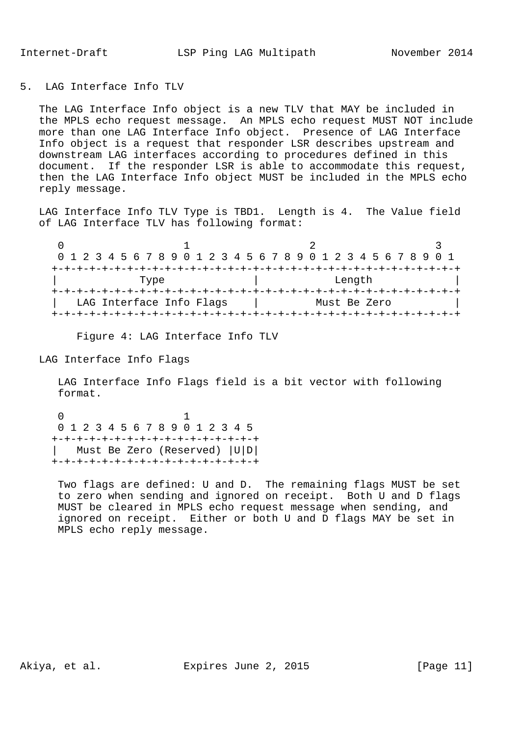## 5. LAG Interface Info TLV

The LAG Interface Info object is a new TLV that MAY be included in the MPLS echo request message. An MPLS echo request MUST NOT include more than one LAG Interface Info object. Presence of LAG Interface Info object is a request that responder LSR describes upstream and downstream LAG interfaces according to procedures defined in this document. If the responder LSR is able to accommodate this request, then the LAG Interface Info object MUST be included in the MPLS echo reply message.

LAG Interface Info TLV Type is TBD1. Length is 4. The Value field of LAG Interface TLV has following format:

```
  0                   1                   2                   3
  0 1 2 3 4 5 6 7 8 9 0 1 2 3 4 5 6 7 8 9 0 1 2 3 4 5 6 7 8 9 0 1
 +-+-+-+-+-+-+-+-+-+-+-+-+-+-+-+-+-+-+-+-+-+-+-+-+-+-+-+-+-+-+-+-+
 |             Type              |            Length             |
 +-+-+-+-+-+-+-+-+-+-+-+-+-+-+-+-+-+-+-+-+-+-+-+-+-+-+-+-+-+-+-+-+
 |   LAG Interface Info Flags    |         Must Be Zero          |
 +-+-+-+-+-+-+-+-+-+-+-+-+-+-+-+-+-+-+-+-+-+-+-+-+-+-+-+-+-+-+-+-+
```

Figure 4: LAG Interface Info TLV

LAG Interface Info Flags

LAG Interface Info Flags field is a bit vector with following format.

```
  0                   1
  0 1 2 3 4 5 6 7 8 9 0 1 2 3 4 5
 +-+-+-+-+-+-+-+-+-+-+-+-+-+-+-+-+
 |   Must Be Zero (Reserved) |U|D|
 +-+-+-+-+-+-+-+-+-+-+-+-+-+-+-+-+
```

Two flags are defined: U and D. The remaining flags MUST be set to zero when sending and ignored on receipt. Both U and D flags MUST be cleared in MPLS echo request message when sending, and ignored on receipt. Either or both U and D flags MAY be set in MPLS echo reply message.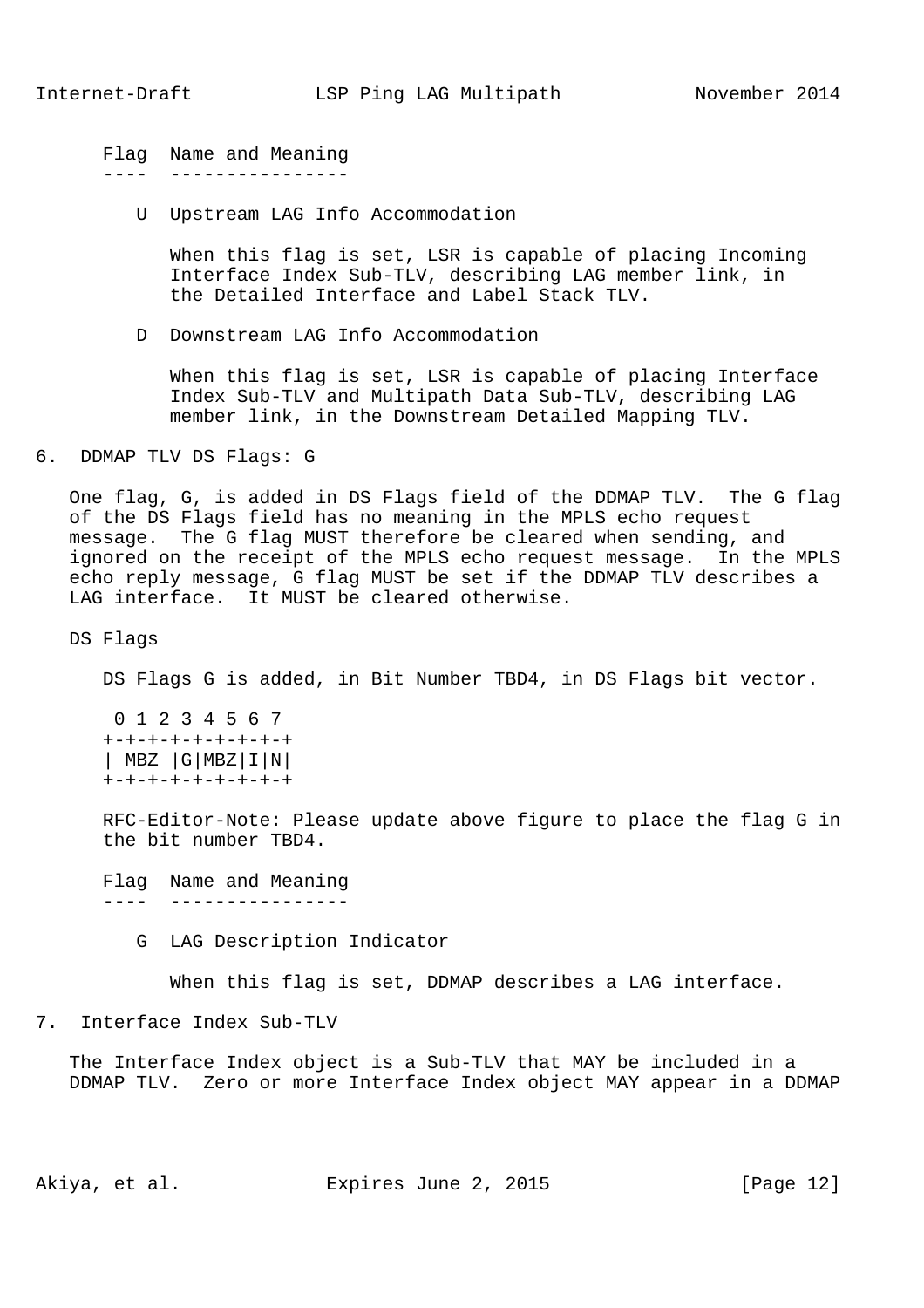Flag  Name and Meaning
----  ----------------

U  Upstream LAG Info Accommodation

When this flag is set, LSR is capable of placing Incoming Interface Index Sub-TLV, describing LAG member link, in the Detailed Interface and Label Stack TLV.

D  Downstream LAG Info Accommodation

When this flag is set, LSR is capable of placing Interface Index Sub-TLV and Multipath Data Sub-TLV, describing LAG member link, in the Downstream Detailed Mapping TLV.

## 6. DDMAP TLV DS Flags: G

One flag, G, is added in DS Flags field of the DDMAP TLV. The G flag of the DS Flags field has no meaning in the MPLS echo request message. The G flag MUST therefore be cleared when sending, and ignored on the receipt of the MPLS echo request message. In the MPLS echo reply message, G flag MUST be set if the DDMAP TLV describes a LAG interface. It MUST be cleared otherwise.

DS Flags

DS Flags G is added, in Bit Number TBD4, in DS Flags bit vector.

```
 0 1 2 3 4 5 6 7
+-+-+-+-+-+-+-+-+
| MBZ |G|MBZ|I|N|
+-+-+-+-+-+-+-+-+
```

RFC-Editor-Note: Please update above figure to place the flag G in the bit number TBD4.

Flag  Name and Meaning
----  ----------------

G  LAG Description Indicator

When this flag is set, DDMAP describes a LAG interface.

## 7. Interface Index Sub-TLV

The Interface Index object is a Sub-TLV that MAY be included in a DDMAP TLV. Zero or more Interface Index object MAY appear in a DDMAP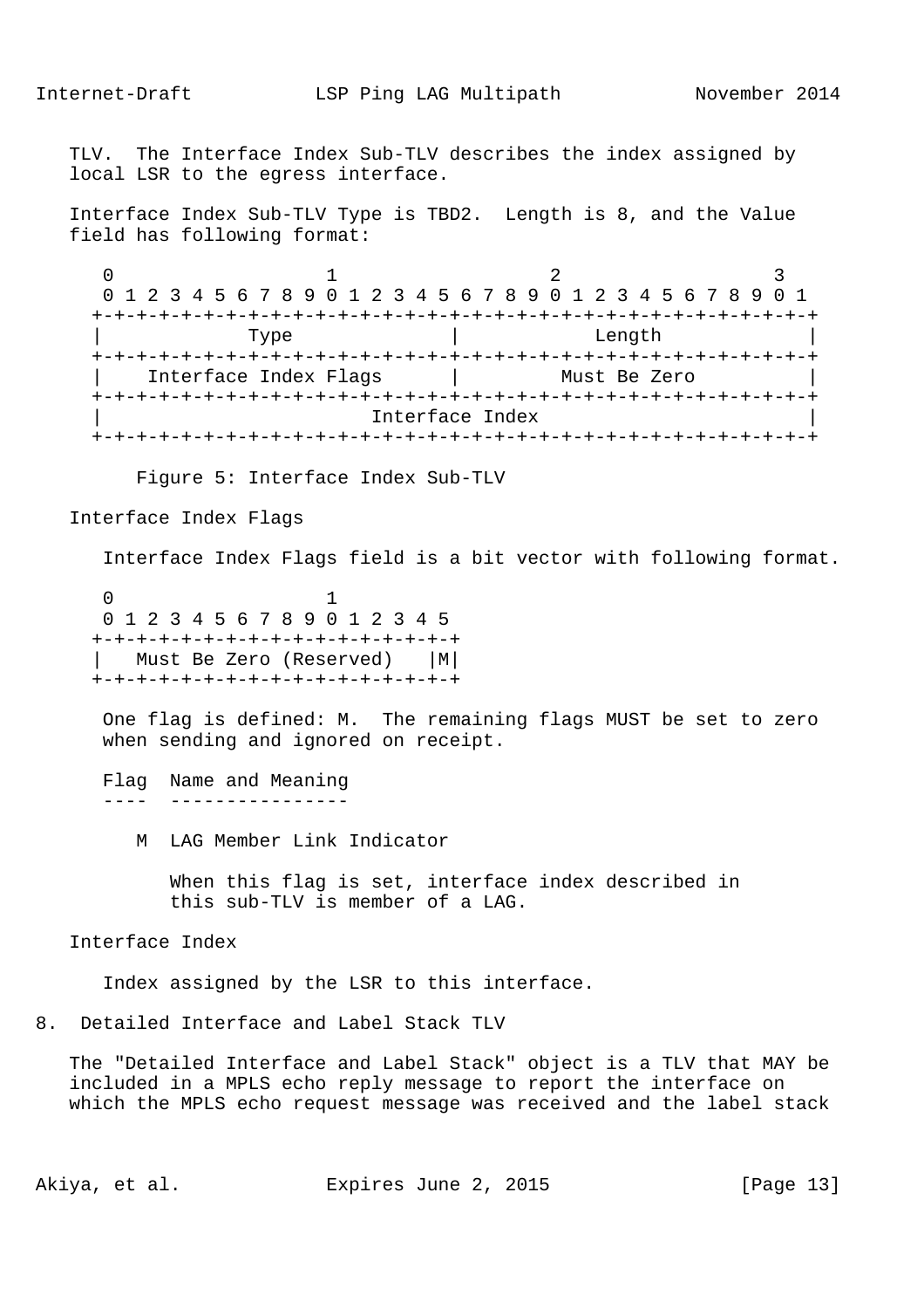TLV. The Interface Index Sub-TLV describes the index assigned by local LSR to the egress interface.

Interface Index Sub-TLV Type is TBD2. Length is 8, and the Value field has following format:

```
 0                   1                   2                   3
 0 1 2 3 4 5 6 7 8 9 0 1 2 3 4 5 6 7 8 9 0 1 2 3 4 5 6 7 8 9 0 1
+-+-+-+-+-+-+-+-+-+-+-+-+-+-+-+-+-+-+-+-+-+-+-+-+-+-+-+-+-+-+-+-+
|             Type              |            Length             |
+-+-+-+-+-+-+-+-+-+-+-+-+-+-+-+-+-+-+-+-+-+-+-+-+-+-+-+-+-+-+-+-+
|    Interface Index Flags      |         Must Be Zero          |
+-+-+-+-+-+-+-+-+-+-+-+-+-+-+-+-+-+-+-+-+-+-+-+-+-+-+-+-+-+-+-+-+
|                        Interface Index                        |
+-+-+-+-+-+-+-+-+-+-+-+-+-+-+-+-+-+-+-+-+-+-+-+-+-+-+-+-+-+-+-+-+
```

Figure 5: Interface Index Sub-TLV

Interface Index Flags

Interface Index Flags field is a bit vector with following format.

```
 0                   1
 0 1 2 3 4 5 6 7 8 9 0 1 2 3 4 5
+-+-+-+-+-+-+-+-+-+-+-+-+-+-+-+-+
|   Must Be Zero (Reserved)   |M|
+-+-+-+-+-+-+-+-+-+-+-+-+-+-+-+-+
```

One flag is defined: M. The remaining flags MUST be set to zero when sending and ignored on receipt.

```
Flag  Name and Meaning
----  ----------------

   M  LAG Member Link Indicator

        When this flag is set, interface index described in
        this sub-TLV is member of a LAG.
```

Interface Index

Index assigned by the LSR to this interface.

## 8. Detailed Interface and Label Stack TLV

The "Detailed Interface and Label Stack" object is a TLV that MAY be included in a MPLS echo reply message to report the interface on which the MPLS echo request message was received and the label stack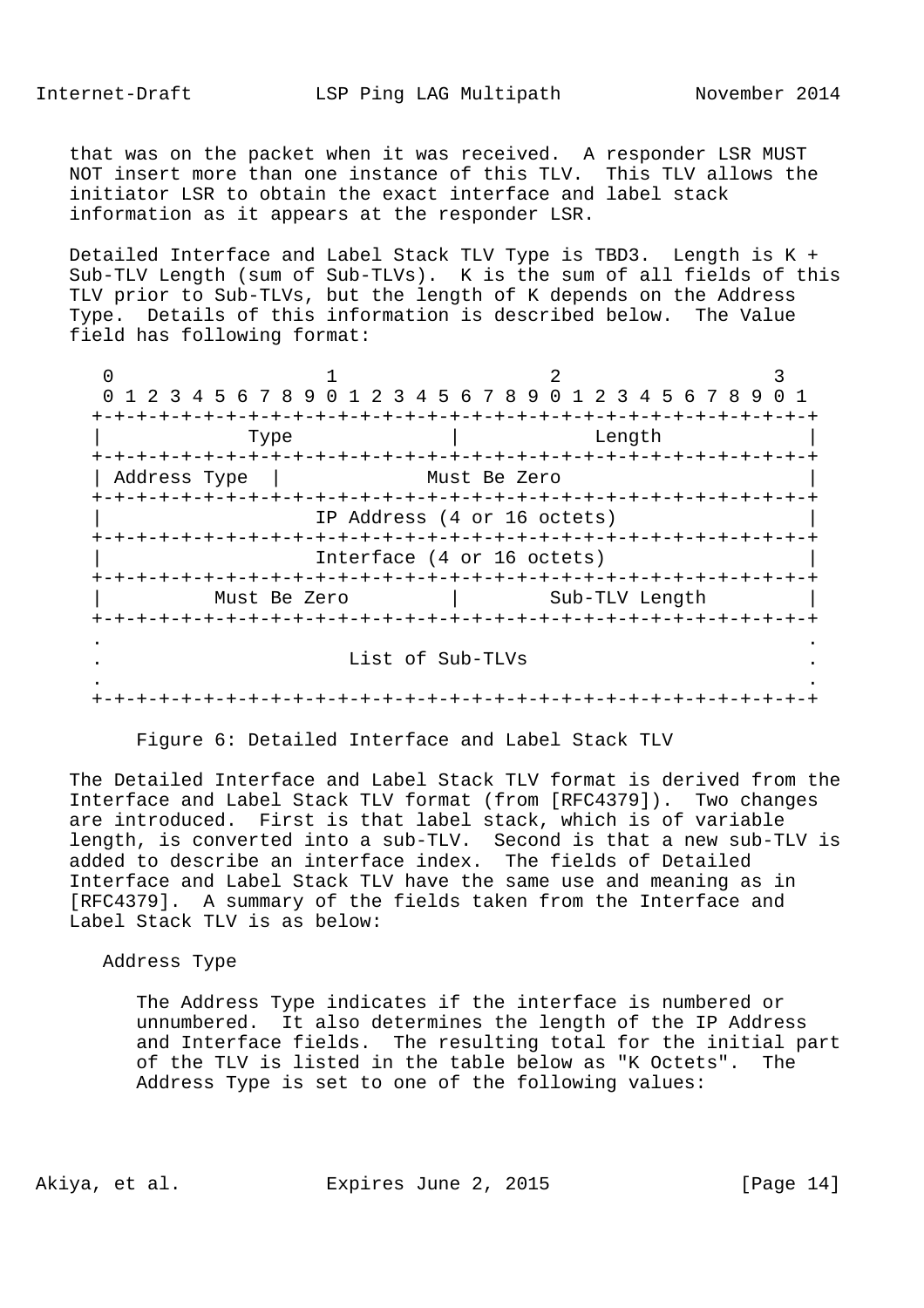that was on the packet when it was received. A responder LSR MUST NOT insert more than one instance of this TLV. This TLV allows the initiator LSR to obtain the exact interface and label stack information as it appears at the responder LSR.

Detailed Interface and Label Stack TLV Type is TBD3. Length is K + Sub-TLV Length (sum of Sub-TLVs). K is the sum of all fields of this TLV prior to Sub-TLVs, but the length of K depends on the Address Type. Details of this information is described below. The Value field has following format:

```
 0                   1                   2                   3
 0 1 2 3 4 5 6 7 8 9 0 1 2 3 4 5 6 7 8 9 0 1 2 3 4 5 6 7 8 9 0 1
+-+-+-+-+-+-+-+-+-+-+-+-+-+-+-+-+-+-+-+-+-+-+-+-+-+-+-+-+-+-+-+-+
|             Type              |            Length             |
+-+-+-+-+-+-+-+-+-+-+-+-+-+-+-+-+-+-+-+-+-+-+-+-+-+-+-+-+-+-+-+-+
| Address Type  |             Must Be Zero                      |
+-+-+-+-+-+-+-+-+-+-+-+-+-+-+-+-+-+-+-+-+-+-+-+-+-+-+-+-+-+-+-+-+
|                  IP Address (4 or 16 octets)                  |
+-+-+-+-+-+-+-+-+-+-+-+-+-+-+-+-+-+-+-+-+-+-+-+-+-+-+-+-+-+-+-+-+
|                  Interface (4 or 16 octets)                   |
+-+-+-+-+-+-+-+-+-+-+-+-+-+-+-+-+-+-+-+-+-+-+-+-+-+-+-+-+-+-+-+-+
|          Must Be Zero         |        Sub-TLV Length         |
+-+-+-+-+-+-+-+-+-+-+-+-+-+-+-+-+-+-+-+-+-+-+-+-+-+-+-+-+-+-+-+-+
.                                                               .
.                       List of Sub-TLVs                        .
.                                                               .
+-+-+-+-+-+-+-+-+-+-+-+-+-+-+-+-+-+-+-+-+-+-+-+-+-+-+-+-+-+-+-+-+
```

Figure 6: Detailed Interface and Label Stack TLV

The Detailed Interface and Label Stack TLV format is derived from the Interface and Label Stack TLV format (from [RFC4379]). Two changes are introduced. First is that label stack, which is of variable length, is converted into a sub-TLV. Second is that a new sub-TLV is added to describe an interface index. The fields of Detailed Interface and Label Stack TLV have the same use and meaning as in [RFC4379]. A summary of the fields taken from the Interface and Label Stack TLV is as below:

Address Type

The Address Type indicates if the interface is numbered or unnumbered. It also determines the length of the IP Address and Interface fields. The resulting total for the initial part of the TLV is listed in the table below as "K Octets". The Address Type is set to one of the following values: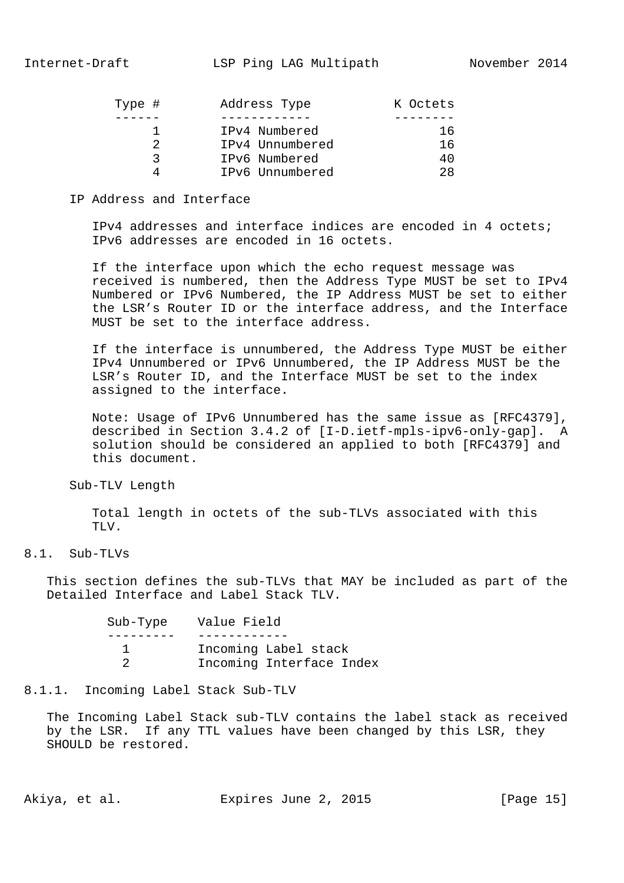| Type # | Address Type | K Octets |
|---|---|---|
| 1 | IPv4 Numbered | 16 |
| 2 | IPv4 Unnumbered | 16 |
| 3 | IPv6 Numbered | 40 |
| 4 | IPv6 Unnumbered | 28 |

IP Address and Interface

IPv4 addresses and interface indices are encoded in 4 octets; IPv6 addresses are encoded in 16 octets.

If the interface upon which the echo request message was received is numbered, then the Address Type MUST be set to IPv4 Numbered or IPv6 Numbered, the IP Address MUST be set to either the LSR's Router ID or the interface address, and the Interface MUST be set to the interface address.

If the interface is unnumbered, the Address Type MUST be either IPv4 Unnumbered or IPv6 Unnumbered, the IP Address MUST be the LSR's Router ID, and the Interface MUST be set to the index assigned to the interface.

Note: Usage of IPv6 Unnumbered has the same issue as [RFC4379], described in Section 3.4.2 of [I-D.ietf-mpls-ipv6-only-gap]. A solution should be considered an applied to both [RFC4379] and this document.

Sub-TLV Length

Total length in octets of the sub-TLVs associated with this TLV.

## 8.1. Sub-TLVs

This section defines the sub-TLVs that MAY be included as part of the Detailed Interface and Label Stack TLV.

| Sub-Type | Value Field |
|---|---|
| 1 | Incoming Label stack |
| 2 | Incoming Interface Index |

### 8.1.1. Incoming Label Stack Sub-TLV

The Incoming Label Stack sub-TLV contains the label stack as received by the LSR. If any TTL values have been changed by this LSR, they SHOULD be restored.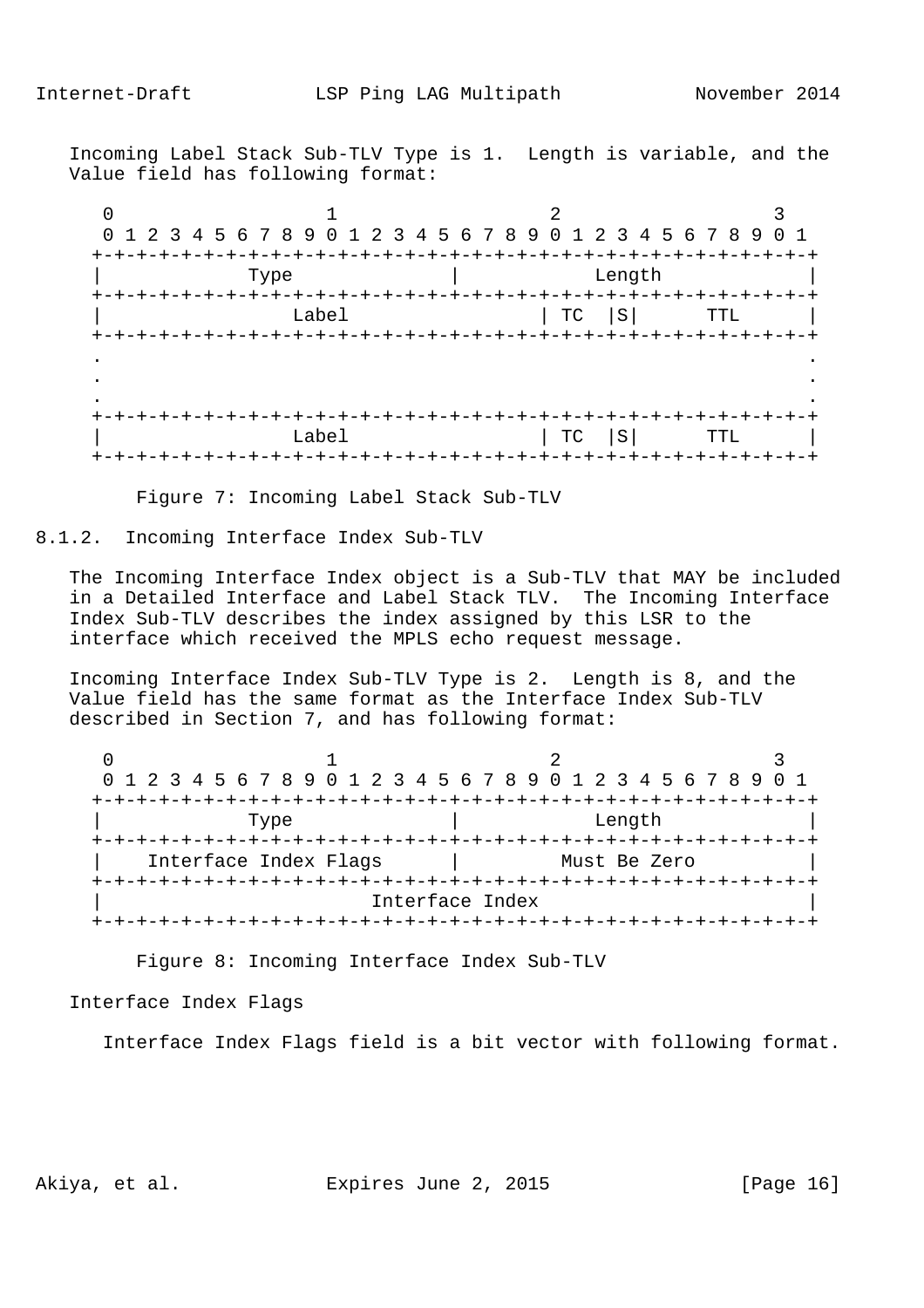Incoming Label Stack Sub-TLV Type is 1. Length is variable, and the Value field has following format:

```
 0                   1                   2                   3
 0 1 2 3 4 5 6 7 8 9 0 1 2 3 4 5 6 7 8 9 0 1 2 3 4 5 6 7 8 9 0 1
+-+-+-+-+-+-+-+-+-+-+-+-+-+-+-+-+-+-+-+-+-+-+-+-+-+-+-+-+-+-+-+-+
|             Type              |            Length             |
+-+-+-+-+-+-+-+-+-+-+-+-+-+-+-+-+-+-+-+-+-+-+-+-+-+-+-+-+-+-+-+-+
|                 Label                 | TC  |S|      TTL      |
+-+-+-+-+-+-+-+-+-+-+-+-+-+-+-+-+-+-+-+-+-+-+-+-+-+-+-+-+-+-+-+-+
.                                                               .
.                                                               .
.                                                               .
+-+-+-+-+-+-+-+-+-+-+-+-+-+-+-+-+-+-+-+-+-+-+-+-+-+-+-+-+-+-+-+-+
|                 Label                 | TC  |S|      TTL      |
+-+-+-+-+-+-+-+-+-+-+-+-+-+-+-+-+-+-+-+-+-+-+-+-+-+-+-+-+-+-+-+-+
```

Figure 7: Incoming Label Stack Sub-TLV

### 8.1.2. Incoming Interface Index Sub-TLV

The Incoming Interface Index object is a Sub-TLV that MAY be included in a Detailed Interface and Label Stack TLV. The Incoming Interface Index Sub-TLV describes the index assigned by this LSR to the interface which received the MPLS echo request message.

Incoming Interface Index Sub-TLV Type is 2. Length is 8, and the Value field has the same format as the Interface Index Sub-TLV described in Section 7, and has following format:

```
 0                   1                   2                   3
 0 1 2 3 4 5 6 7 8 9 0 1 2 3 4 5 6 7 8 9 0 1 2 3 4 5 6 7 8 9 0 1
+-+-+-+-+-+-+-+-+-+-+-+-+-+-+-+-+-+-+-+-+-+-+-+-+-+-+-+-+-+-+-+-+
|             Type              |            Length             |
+-+-+-+-+-+-+-+-+-+-+-+-+-+-+-+-+-+-+-+-+-+-+-+-+-+-+-+-+-+-+-+-+
|    Interface Index Flags      |         Must Be Zero          |
+-+-+-+-+-+-+-+-+-+-+-+-+-+-+-+-+-+-+-+-+-+-+-+-+-+-+-+-+-+-+-+-+
|                        Interface Index                        |
+-+-+-+-+-+-+-+-+-+-+-+-+-+-+-+-+-+-+-+-+-+-+-+-+-+-+-+-+-+-+-+-+
```

Figure 8: Incoming Interface Index Sub-TLV

Interface Index Flags

Interface Index Flags field is a bit vector with following format.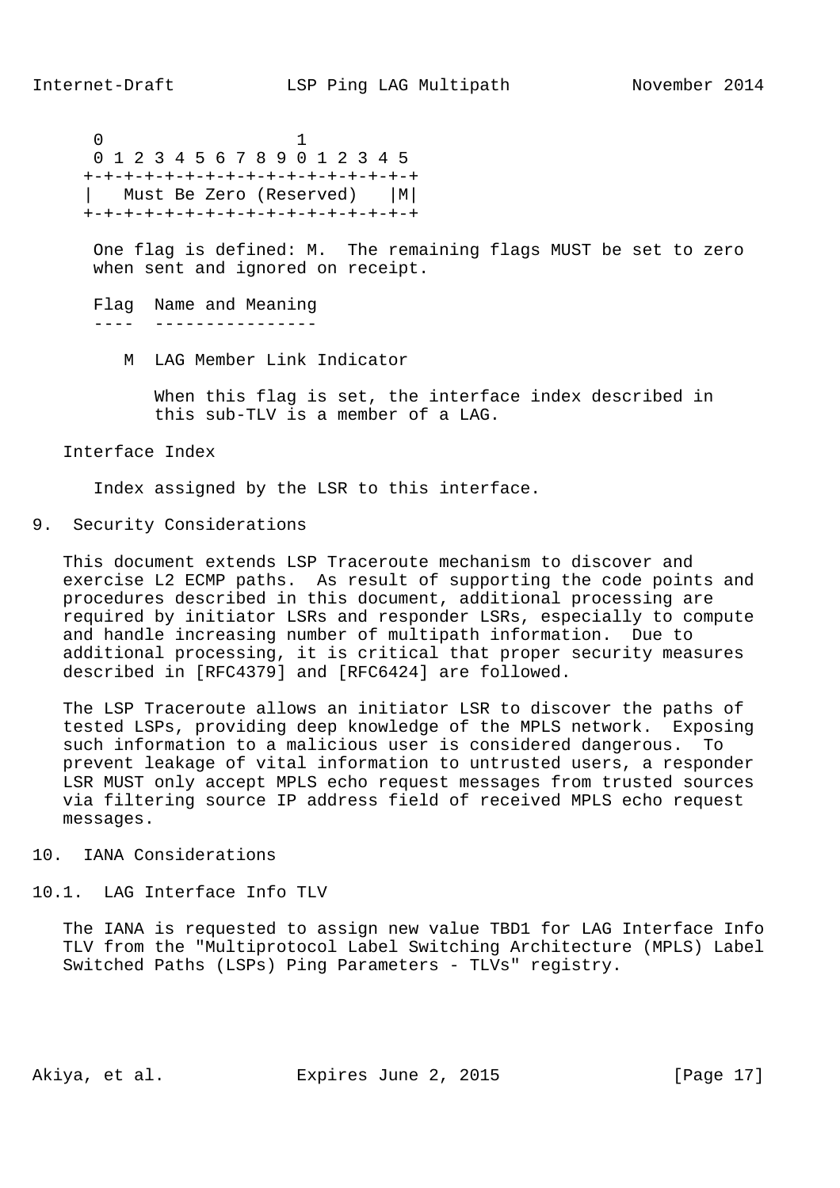```
 0                   1
 0 1 2 3 4 5 6 7 8 9 0 1 2 3 4 5
+-+-+-+-+-+-+-+-+-+-+-+-+-+-+-+-+
|   Must Be Zero (Reserved)   |M|
+-+-+-+-+-+-+-+-+-+-+-+-+-+-+-+-+
```

One flag is defined: M. The remaining flags MUST be set to zero when sent and ignored on receipt.

```
Flag  Name and Meaning
----  ----------------

   M  LAG Member Link Indicator

        When this flag is set, the interface index described in
        this sub-TLV is a member of a LAG.
```

Interface Index

Index assigned by the LSR to this interface.

## 9. Security Considerations

This document extends LSP Traceroute mechanism to discover and exercise L2 ECMP paths. As result of supporting the code points and procedures described in this document, additional processing are required by initiator LSRs and responder LSRs, especially to compute and handle increasing number of multipath information. Due to additional processing, it is critical that proper security measures described in [RFC4379] and [RFC6424] are followed.

The LSP Traceroute allows an initiator LSR to discover the paths of tested LSPs, providing deep knowledge of the MPLS network. Exposing such information to a malicious user is considered dangerous. To prevent leakage of vital information to untrusted users, a responder LSR MUST only accept MPLS echo request messages from trusted sources via filtering source IP address field of received MPLS echo request messages.

## 10. IANA Considerations

### 10.1. LAG Interface Info TLV

The IANA is requested to assign new value TBD1 for LAG Interface Info TLV from the "Multiprotocol Label Switching Architecture (MPLS) Label Switched Paths (LSPs) Ping Parameters - TLVs" registry.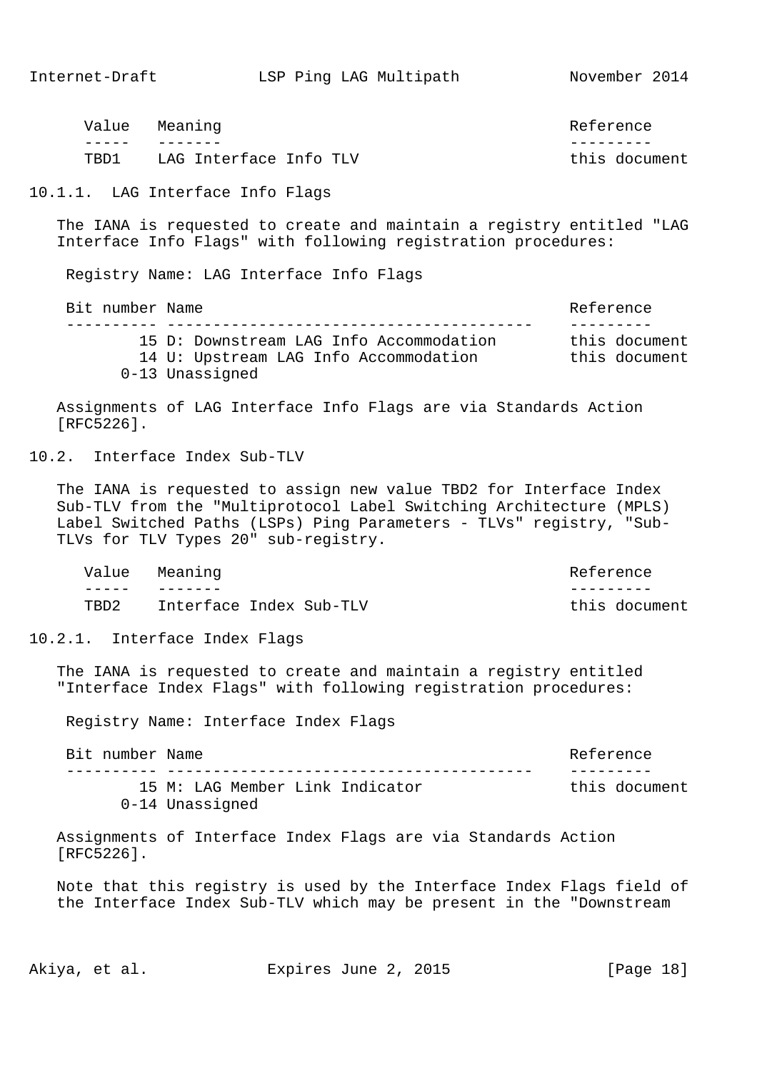| Value | Meaning | Reference |
| --- | --- | --- |
| TBD1 | LAG Interface Info TLV | this document |

#### 10.1.1. LAG Interface Info Flags

The IANA is requested to create and maintain a registry entitled "LAG Interface Info Flags" with following registration procedures:

Registry Name: LAG Interface Info Flags

| Bit number | Name | Reference |
| --- | --- | --- |
| 15 | D: Downstream LAG Info Accommodation | this document |
| 14 | U: Upstream LAG Info Accommodation | this document |
| 0-13 | Unassigned | |

Assignments of LAG Interface Info Flags are via Standards Action [RFC5226].

### 10.2. Interface Index Sub-TLV

The IANA is requested to assign new value TBD2 for Interface Index Sub-TLV from the "Multiprotocol Label Switching Architecture (MPLS) Label Switched Paths (LSPs) Ping Parameters - TLVs" registry, "Sub-TLVs for TLV Types 20" sub-registry.

| Value | Meaning | Reference |
| --- | --- | --- |
| TBD2 | Interface Index Sub-TLV | this document |

#### 10.2.1. Interface Index Flags

The IANA is requested to create and maintain a registry entitled "Interface Index Flags" with following registration procedures:

Registry Name: Interface Index Flags

| Bit number | Name | Reference |
| --- | --- | --- |
| 15 | M: LAG Member Link Indicator | this document |
| 0-14 | Unassigned | |

Assignments of Interface Index Flags are via Standards Action [RFC5226].

Note that this registry is used by the Interface Index Flags field of the Interface Index Sub-TLV which may be present in the "Downstream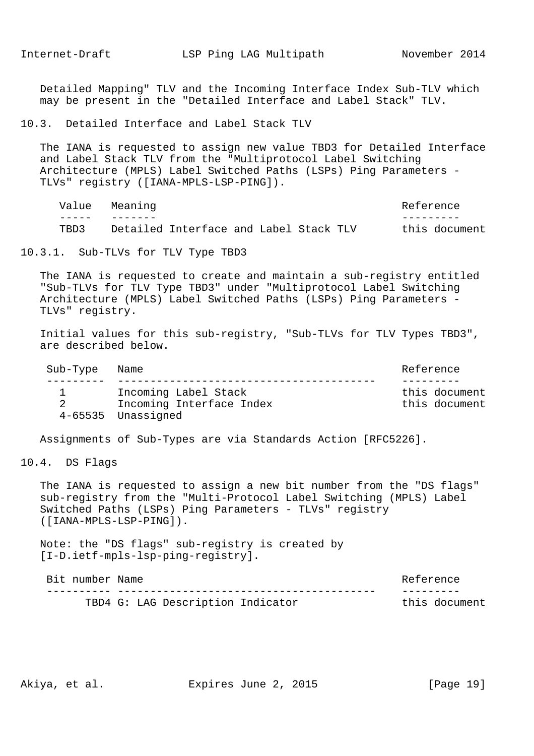Detailed Mapping" TLV and the Incoming Interface Index Sub-TLV which may be present in the "Detailed Interface and Label Stack" TLV.

### 10.3. Detailed Interface and Label Stack TLV

The IANA is requested to assign new value TBD3 for Detailed Interface and Label Stack TLV from the "Multiprotocol Label Switching Architecture (MPLS) Label Switched Paths (LSPs) Ping Parameters - TLVs" registry ([IANA-MPLS-LSP-PING]).

| Value | Meaning | Reference |
|---|---|---|
| TBD3 | Detailed Interface and Label Stack TLV | this document |

#### 10.3.1. Sub-TLVs for TLV Type TBD3

The IANA is requested to create and maintain a sub-registry entitled "Sub-TLVs for TLV Type TBD3" under "Multiprotocol Label Switching Architecture (MPLS) Label Switched Paths (LSPs) Ping Parameters - TLVs" registry.

Initial values for this sub-registry, "Sub-TLVs for TLV Types TBD3", are described below.

| Sub-Type | Name | Reference |
|---|---|---|
| 1 | Incoming Label Stack | this document |
| 2 | Incoming Interface Index | this document |
| 4-65535 | Unassigned | |

Assignments of Sub-Types are via Standards Action [RFC5226].

### 10.4. DS Flags

The IANA is requested to assign a new bit number from the "DS flags" sub-registry from the "Multi-Protocol Label Switching (MPLS) Label Switched Paths (LSPs) Ping Parameters - TLVs" registry ([IANA-MPLS-LSP-PING]).

Note: the "DS flags" sub-registry is created by [I-D.ietf-mpls-lsp-ping-registry].

| Bit number | Name | Reference |
|---|---|---|
| TBD4 | G: LAG Description Indicator | this document |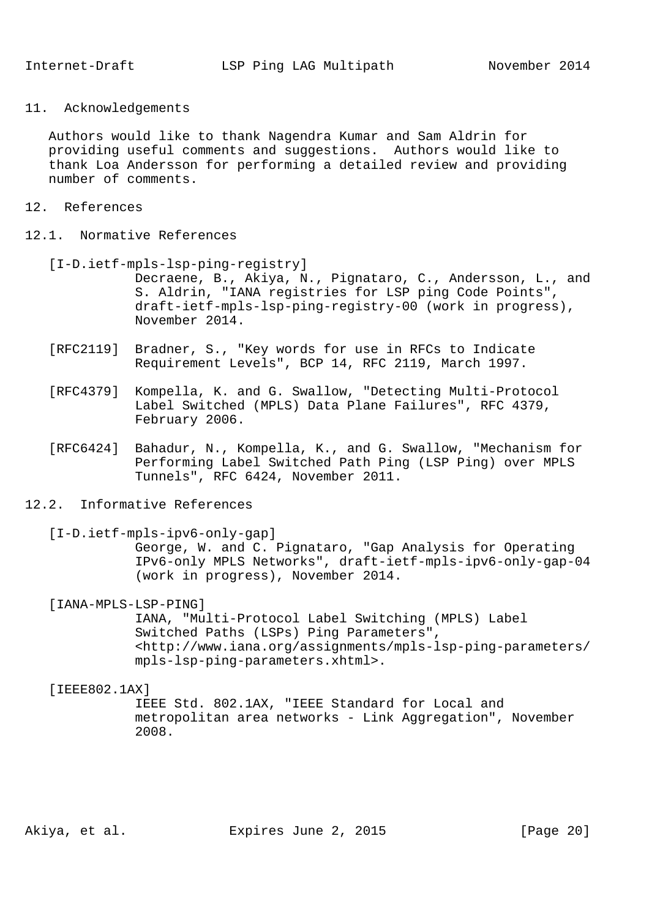## 11. Acknowledgements

Authors would like to thank Nagendra Kumar and Sam Aldrin for providing useful comments and suggestions. Authors would like to thank Loa Andersson for performing a detailed review and providing number of comments.

## 12. References

### 12.1. Normative References

[I-D.ietf-mpls-lsp-ping-registry]
Decraene, B., Akiya, N., Pignataro, C., Andersson, L., and S. Aldrin, "IANA registries for LSP ping Code Points", draft-ietf-mpls-lsp-ping-registry-00 (work in progress), November 2014.

[RFC2119] Bradner, S., "Key words for use in RFCs to Indicate Requirement Levels", BCP 14, RFC 2119, March 1997.

[RFC4379] Kompella, K. and G. Swallow, "Detecting Multi-Protocol Label Switched (MPLS) Data Plane Failures", RFC 4379, February 2006.

[RFC6424] Bahadur, N., Kompella, K., and G. Swallow, "Mechanism for Performing Label Switched Path Ping (LSP Ping) over MPLS Tunnels", RFC 6424, November 2011.

### 12.2. Informative References

[I-D.ietf-mpls-ipv6-only-gap]
George, W. and C. Pignataro, "Gap Analysis for Operating IPv6-only MPLS Networks", draft-ietf-mpls-ipv6-only-gap-04 (work in progress), November 2014.

[IANA-MPLS-LSP-PING]
IANA, "Multi-Protocol Label Switching (MPLS) Label Switched Paths (LSPs) Ping Parameters", <http://www.iana.org/assignments/mpls-lsp-ping-parameters/mpls-lsp-ping-parameters.xhtml>.

[IEEE802.1AX]
IEEE Std. 802.1AX, "IEEE Standard for Local and metropolitan area networks - Link Aggregation", November 2008.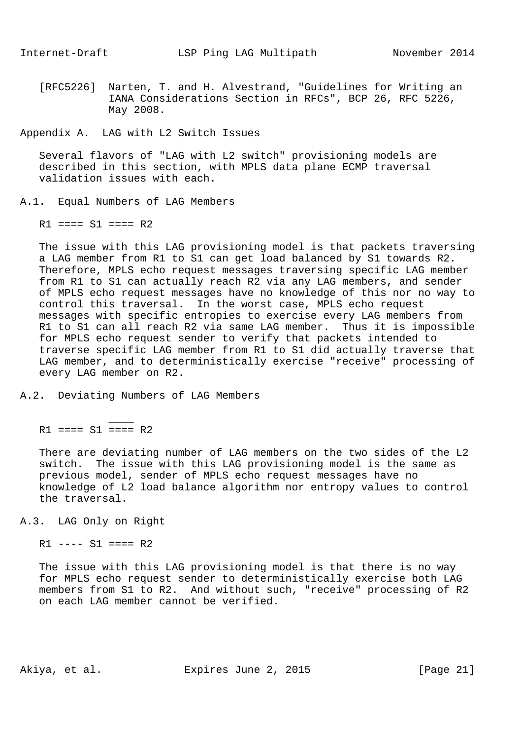[RFC5226] Narten, T. and H. Alvestrand, "Guidelines for Writing an IANA Considerations Section in RFCs", BCP 26, RFC 5226, May 2008.

# Appendix A. LAG with L2 Switch Issues

Several flavors of "LAG with L2 switch" provisioning models are described in this section, with MPLS data plane ECMP traversal validation issues with each.

## A.1. Equal Numbers of LAG Members

```
R1 ==== S1 ==== R2
```

The issue with this LAG provisioning model is that packets traversing a LAG member from R1 to S1 can get load balanced by S1 towards R2. Therefore, MPLS echo request messages traversing specific LAG member from R1 to S1 can actually reach R2 via any LAG members, and sender of MPLS echo request messages have no knowledge of this nor no way to control this traversal. In the worst case, MPLS echo request messages with specific entropies to exercise every LAG members from R1 to S1 can all reach R2 via same LAG member. Thus it is impossible for MPLS echo request sender to verify that packets intended to traverse specific LAG member from R1 to S1 did actually traverse that LAG member, and to deterministically exercise "receive" processing of every LAG member on R2.

## A.2. Deviating Numbers of LAG Members

```
             ____
R1 ==== S1 ==== R2
```

There are deviating number of LAG members on the two sides of the L2 switch. The issue with this LAG provisioning model is the same as previous model, sender of MPLS echo request messages have no knowledge of L2 load balance algorithm nor entropy values to control the traversal.

## A.3. LAG Only on Right

```
R1 ---- S1 ==== R2
```

The issue with this LAG provisioning model is that there is no way for MPLS echo request sender to deterministically exercise both LAG members from S1 to R2. And without such, "receive" processing of R2 on each LAG member cannot be verified.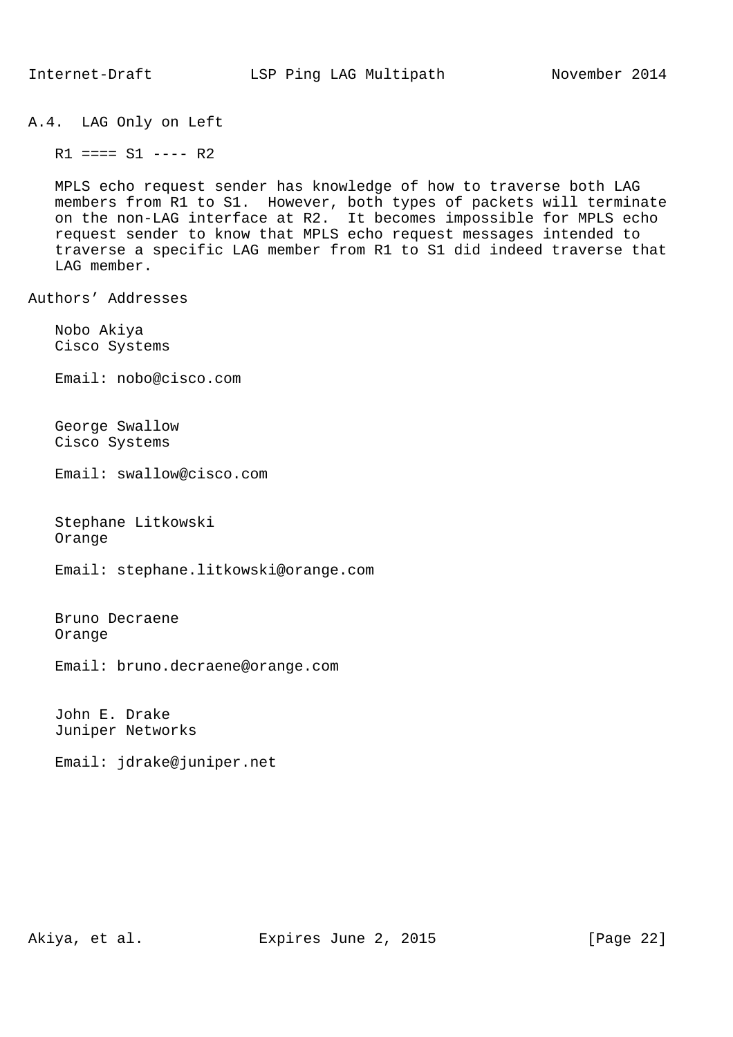### A.4. LAG Only on Left

```
R1 ==== S1 ---- R2
```

MPLS echo request sender has knowledge of how to traverse both LAG members from R1 to S1. However, both types of packets will terminate on the non-LAG interface at R2. It becomes impossible for MPLS echo request sender to know that MPLS echo request messages intended to traverse a specific LAG member from R1 to S1 did indeed traverse that LAG member.

## Authors’ Addresses

Nobo Akiya
Cisco Systems

Email: nobo@cisco.com

George Swallow
Cisco Systems

Email: swallow@cisco.com

Stephane Litkowski
Orange

Email: stephane.litkowski@orange.com

Bruno Decraene
Orange

Email: bruno.decraene@orange.com

John E. Drake
Juniper Networks

Email: jdrake@juniper.net